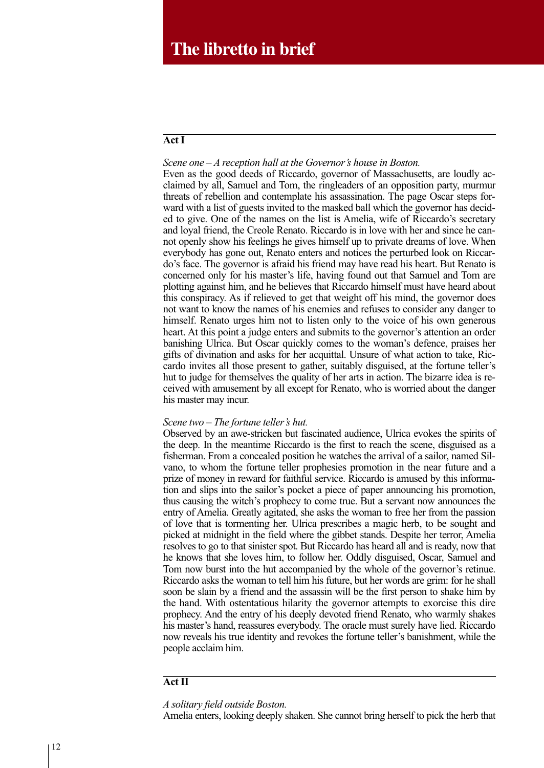# The libretto in brief

## Act I

*Scene one – A reception hall at the Governor's house in Boston.*

Even as the good deeds of Riccardo, governor of Massachusetts, are loudly acclaimed by all, Samuel and Tom, the ringleaders of an opposition party, murmur threats of rebellion and contemplate his assassination. The page Oscar steps forward with a list of guests invited to the masked ball which the governor has decided to give. One of the names on the list is Amelia, wife of Riccardo's secretary and loyal friend, the Creole Renato. Riccardo is in love with her and since he cannot openly show his feelings he gives himself up to private dreams of love. When everybody has gone out, Renato enters and notices the perturbed look on Riccardo's face. The governor is afraid his friend may have read his heart. But Renato is concerned only for his master's life, having found out that Samuel and Tom are plotting against him, and he believes that Riccardo himself must have heard about this conspiracy. As if relieved to get that weight off his mind, the governor does not want to know the names of his enemies and refuses to consider any danger to himself. Renato urges him not to listen only to the voice of his own generous heart. At this point a judge enters and submits to the governor's attention an order banishing Ulrica. But Oscar quickly comes to the woman's defence, praises her gifts of divination and asks for her acquittal. Unsure of what action to take, Riccardo invites all those present to gather, suitably disguised, at the fortune teller's hut to judge for themselves the quality of her arts in action. The bizarre idea is received with amusement by all except for Renato, who is worried about the danger his master may incur.

*Scene two – The fortune teller's hut.*

Observed by an awe-stricken but fascinated audience, Ulrica evokes the spirits of the deep. In the meantime Riccardo is the first to reach the scene, disguised as a fisherman. From a concealed position he watches the arrival of a sailor, named Silvano, to whom the fortune teller prophesies promotion in the near future and a prize of money in reward for faithful service. Riccardo is amused by this information and slips into the sailor's pocket a piece of paper announcing his promotion, thus causing the witch's prophecy to come true. But a servant now announces the entry of Amelia. Greatly agitated, she asks the woman to free her from the passion of love that is tormenting her. Ulrica prescribes a magic herb, to be sought and picked at midnight in the field where the gibbet stands. Despite her terror, Amelia resolves to go to that sinister spot. But Riccardo has heard all and is ready, now that he knows that she loves him, to follow her. Oddly disguised, Oscar, Samuel and Tom now burst into the hut accompanied by the whole of the governor's retinue. Riccardo asks the woman to tell him his future, but her words are grim: for he shall soon be slain by a friend and the assassin will be the first person to shake him by the hand. With ostentatious hilarity the governor attempts to exorcise this dire prophecy. And the entry of his deeply devoted friend Renato, who warmly shakes his master's hand, reassures everybody. The oracle must surely have lied. Riccardo now reveals his true identity and revokes the fortune teller's banishment, while the people acclaim him.

## Act II

*A solitary field outside Boston.*

Amelia enters, looking deeply shaken. She cannot bring herself to pick the herb that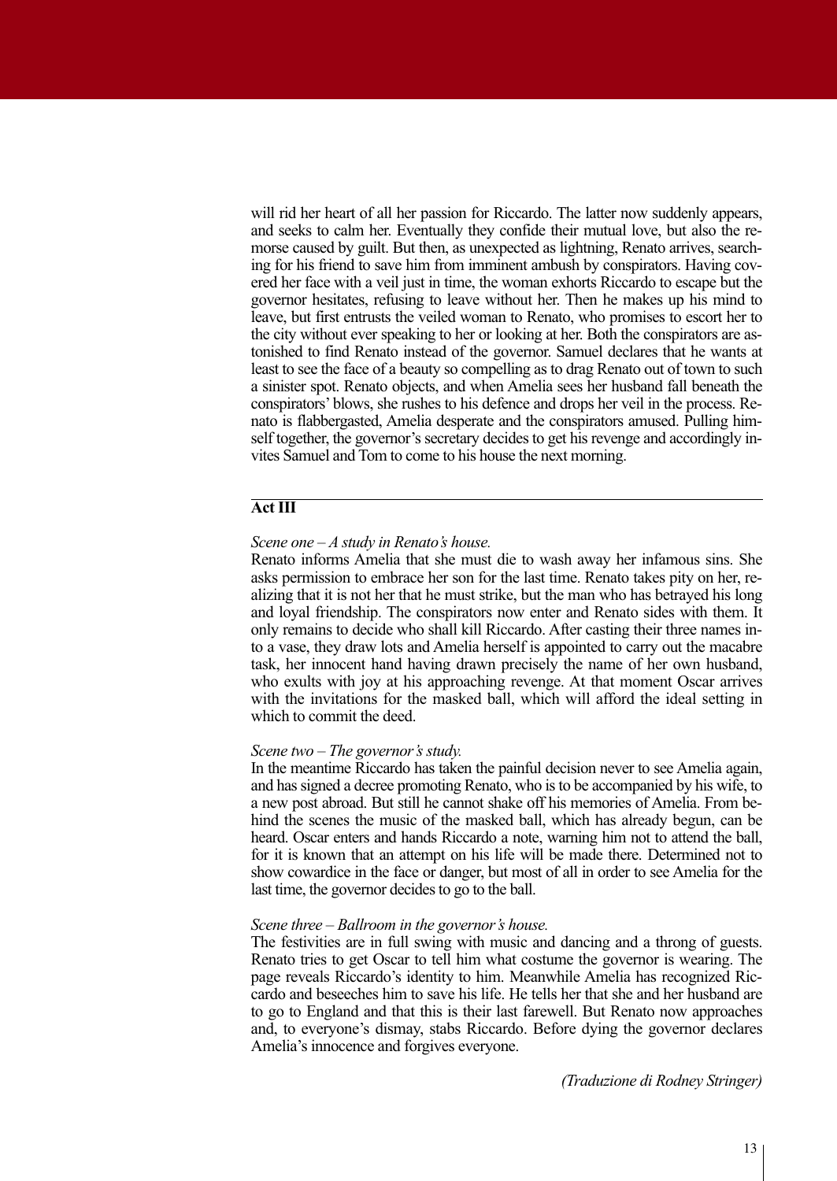will rid her heart of all her passion for Riccardo. The latter now suddenly appears, and seeks to calm her. Eventually they confide their mutual love, but also the remorse caused by guilt. But then, as unexpected as lightning, Renato arrives, searching for his friend to save him from imminent ambush by conspirators. Having covered her face with a veil just in time, the woman exhorts Riccardo to escape but the governor hesitates, refusing to leave without her. Then he makes up his mind to leave, but first entrusts the veiled woman to Renato, who promises to escort her to the city without ever speaking to her or looking at her. Both the conspirators are astonished to find Renato instead of the governor. Samuel declares that he wants at least to see the face of a beauty so compelling as to drag Renato out of town to such a sinister spot. Renato objects, and when Amelia sees her husband fall beneath the conspirators' blows, she rushes to his defence and drops her veil in the process. Renato is flabbergasted, Amelia desperate and the conspirators amused. Pulling himself together, the governor's secretary decides to get his revenge and accordingly invites Samuel and Tom to come to his house the next morning.

## Act III

*Scene one – A study in Renato's house.*

Renato informs Amelia that she must die to wash away her infamous sins. She asks permission to embrace her son for the last time. Renato takes pity on her, realizing that it is not her that he must strike, but the man who has betrayed his long and loyal friendship. The conspirators now enter and Renato sides with them. It only remains to decide who shall kill Riccardo. After casting their three names into a vase, they draw lots and Amelia herself is appointed to carry out the macabre task, her innocent hand having drawn precisely the name of her own husband, who exults with joy at his approaching revenge. At that moment Oscar arrives with the invitations for the masked ball, which will afford the ideal setting in which to commit the deed.

*Scene two – The governor's study.*

In the meantime Riccardo has taken the painful decision never to see Amelia again, and has signed a decree promoting Renato, who is to be accompanied by his wife, to a new post abroad. But still he cannot shake off his memories of Amelia. From behind the scenes the music of the masked ball, which has already begun, can be heard. Oscar enters and hands Riccardo a note, warning him not to attend the ball, for it is known that an attempt on his life will be made there. Determined not to show cowardice in the face or danger, but most of all in order to see Amelia for the last time, the governor decides to go to the ball.

*Scene three – Ballroom in the governor's house.*

The festivities are in full swing with music and dancing and a throng of guests. Renato tries to get Oscar to tell him what costume the governor is wearing. The page reveals Riccardo's identity to him. Meanwhile Amelia has recognized Riccardo and beseeches him to save his life. He tells her that she and her husband are to go to England and that this is their last farewell. But Renato now approaches and, to everyone's dismay, stabs Riccardo. Before dying the governor declares Amelia's innocence and forgives everyone.

*(Traduzione di Rodney Stringer)*